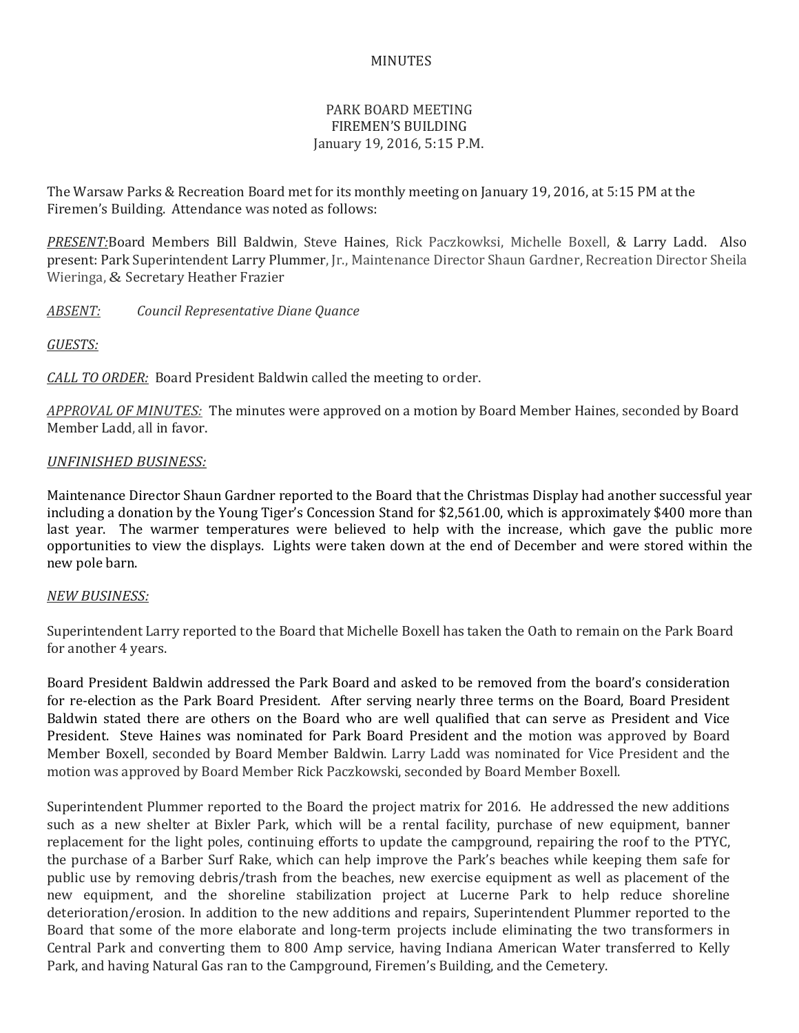MINUTES

PARK BOARD MEETING
FIREMEN'S BUILDING
January 19, 2016, 5:15 P.M.

The Warsaw Parks & Recreation Board met for its monthly meeting on January 19, 2016, at 5:15 PM at the Firemen's Building. Attendance was noted as follows:

*PRESENT:* Board Members Bill Baldwin, Steve Haines, Rick Paczkowksi, Michelle Boxell, & Larry Ladd. Also present: Park Superintendent Larry Plummer, Jr., Maintenance Director Shaun Gardner, Recreation Director Sheila Wieringa, & Secretary Heather Frazier

*ABSENT:* *Council Representative Diane Quance*

*GUESTS:*

*CALL TO ORDER:* Board President Baldwin called the meeting to order.

*APPROVAL OF MINUTES:* The minutes were approved on a motion by Board Member Haines, seconded by Board Member Ladd, all in favor.

*UNFINISHED BUSINESS:*

Maintenance Director Shaun Gardner reported to the Board that the Christmas Display had another successful year including a donation by the Young Tiger's Concession Stand for $2,561.00, which is approximately $400 more than last year. The warmer temperatures were believed to help with the increase, which gave the public more opportunities to view the displays. Lights were taken down at the end of December and were stored within the new pole barn.

*NEW BUSINESS:*

Superintendent Larry reported to the Board that Michelle Boxell has taken the Oath to remain on the Park Board for another 4 years.

Board President Baldwin addressed the Park Board and asked to be removed from the board's consideration for re-election as the Park Board President. After serving nearly three terms on the Board, Board President Baldwin stated there are others on the Board who are well qualified that can serve as President and Vice President. Steve Haines was nominated for Park Board President and the motion was approved by Board Member Boxell, seconded by Board Member Baldwin. Larry Ladd was nominated for Vice President and the motion was approved by Board Member Rick Paczkowski, seconded by Board Member Boxell.

Superintendent Plummer reported to the Board the project matrix for 2016. He addressed the new additions such as a new shelter at Bixler Park, which will be a rental facility, purchase of new equipment, banner replacement for the light poles, continuing efforts to update the campground, repairing the roof to the PTYC, the purchase of a Barber Surf Rake, which can help improve the Park's beaches while keeping them safe for public use by removing debris/trash from the beaches, new exercise equipment as well as placement of the new equipment, and the shoreline stabilization project at Lucerne Park to help reduce shoreline deterioration/erosion. In addition to the new additions and repairs, Superintendent Plummer reported to the Board that some of the more elaborate and long-term projects include eliminating the two transformers in Central Park and converting them to 800 Amp service, having Indiana American Water transferred to Kelly Park, and having Natural Gas ran to the Campground, Firemen's Building, and the Cemetery.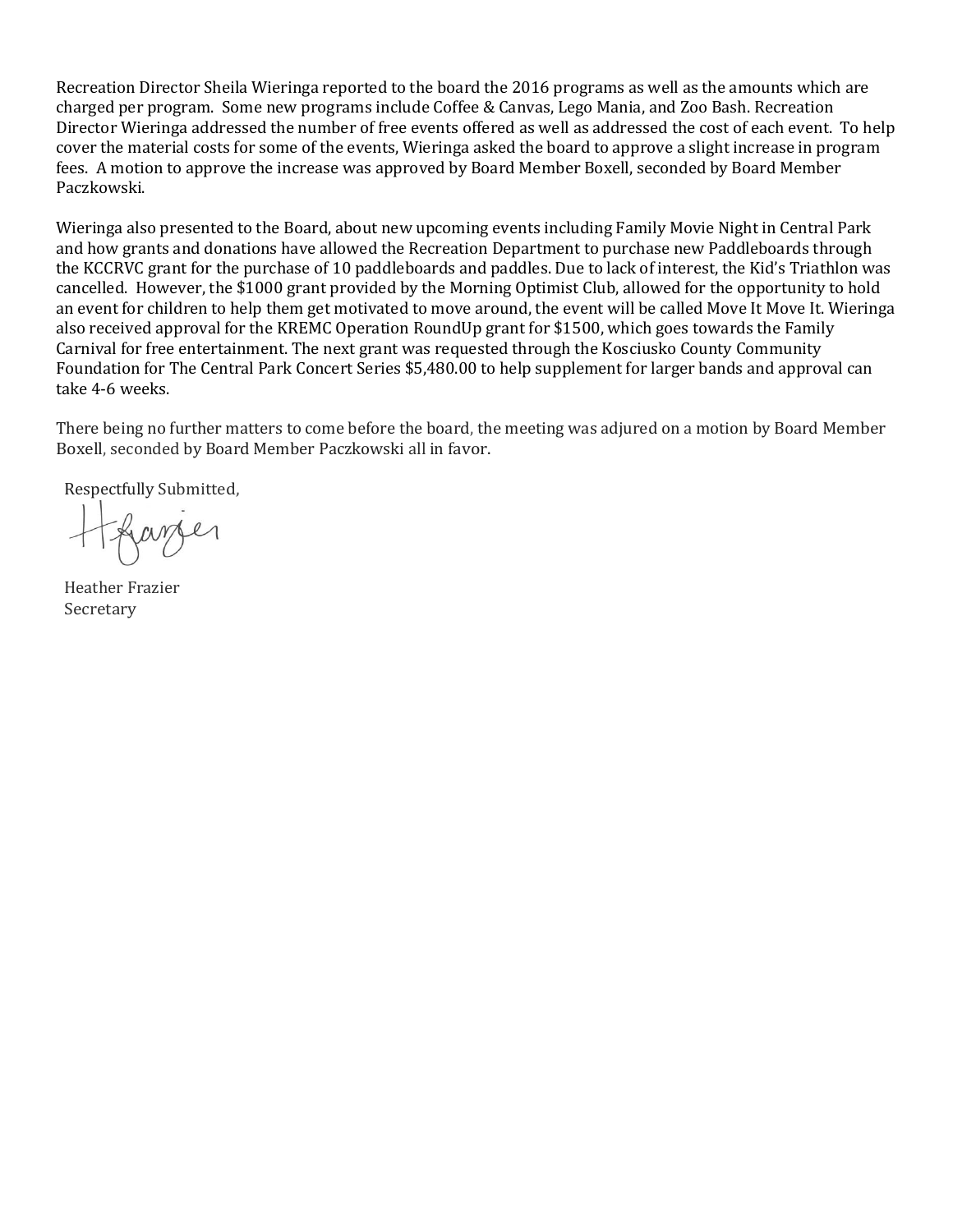Recreation Director Sheila Wieringa reported to the board the 2016 programs as well as the amounts which are charged per program. Some new programs include Coffee & Canvas, Lego Mania, and Zoo Bash. Recreation Director Wieringa addressed the number of free events offered as well as addressed the cost of each event. To help cover the material costs for some of the events, Wieringa asked the board to approve a slight increase in program fees. A motion to approve the increase was approved by Board Member Boxell, seconded by Board Member Paczkowski.

Wieringa also presented to the Board, about new upcoming events including Family Movie Night in Central Park and how grants and donations have allowed the Recreation Department to purchase new Paddleboards through the KCCRVC grant for the purchase of 10 paddleboards and paddles. Due to lack of interest, the Kid's Triathlon was cancelled. However, the $1000 grant provided by the Morning Optimist Club, allowed for the opportunity to hold an event for children to help them get motivated to move around, the event will be called Move It Move It. Wieringa also received approval for the KREMC Operation RoundUp grant for $1500, which goes towards the Family Carnival for free entertainment. The next grant was requested through the Kosciusko County Community Foundation for The Central Park Concert Series $5,480.00 to help supplement for larger bands and approval can take 4-6 weeks.

There being no further matters to come before the board, the meeting was adjured on a motion by Board Member Boxell, seconded by Board Member Paczkowski all in favor.

Respectfully Submitted,

H Frazier

Heather Frazier
Secretary